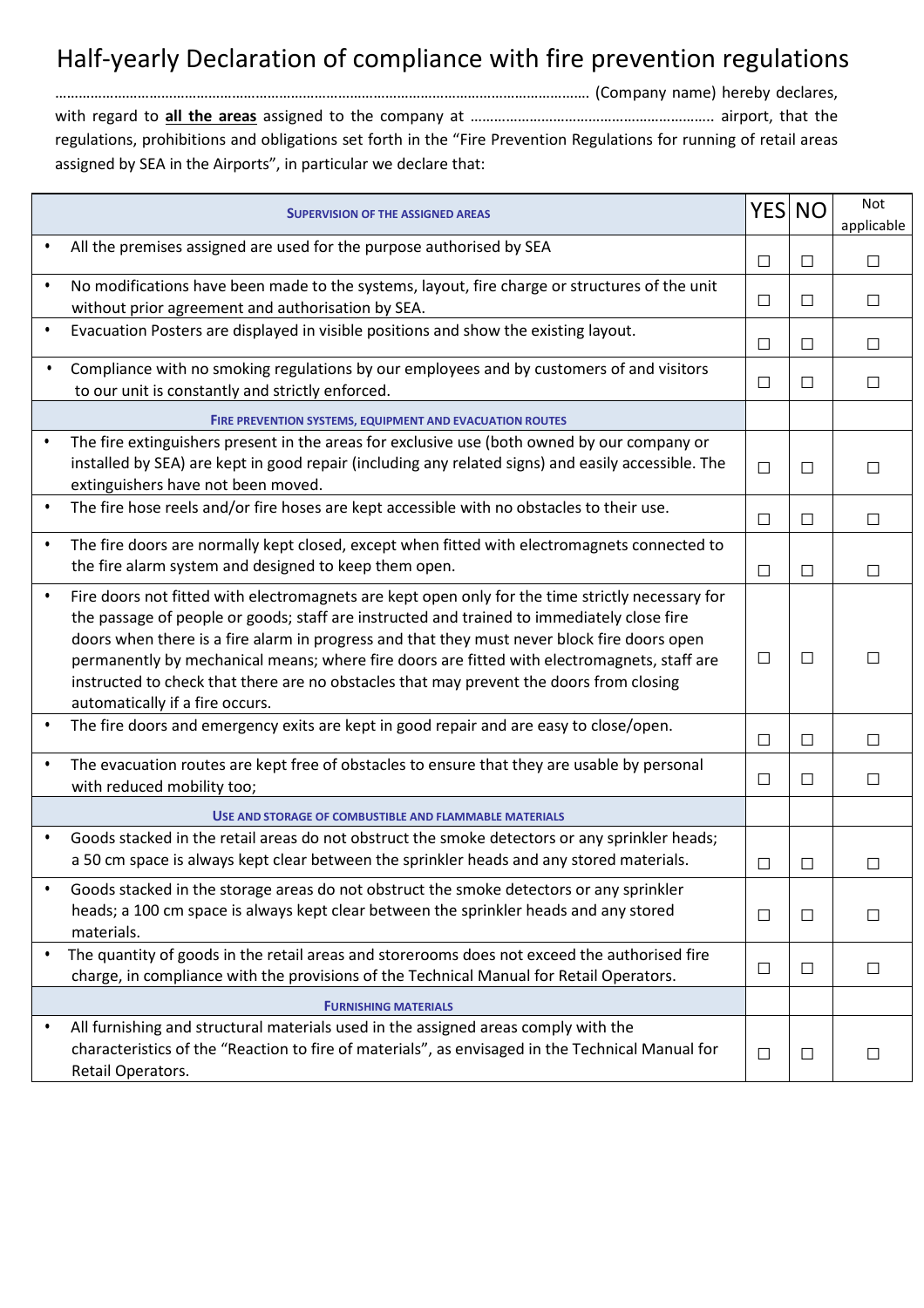# Half-yearly Declaration of compliance with fire prevention regulations

……………………………………………………………………………………………………………………… (Company name) hereby declares, with regard to **all the areas** assigned to the company at ……………………………………………………. airport, that the regulations, prohibitions and obligations set forth in the "Fire Prevention Regulations for running of retail areas assigned by SEA in the Airports", in particular we declare that:

| SUPERVISION OF THE ASSIGNED AREAS | YES | NO | Not applicable |
|---|---|---|---|
| • All the premises assigned are used for the purpose authorised by SEA | ☐ | ☐ | ☐ |
| • No modifications have been made to the systems, layout, fire charge or structures of the unit without prior agreement and authorisation by SEA. | ☐ | ☐ | ☐ |
| • Evacuation Posters are displayed in visible positions and show the existing layout. | ☐ | ☐ | ☐ |
| • Compliance with no smoking regulations by our employees and by customers of and visitors to our unit is constantly and strictly enforced. | ☐ | ☐ | ☐ |
| FIRE PREVENTION SYSTEMS, EQUIPMENT AND EVACUATION ROUTES | | | |
| • The fire extinguishers present in the areas for exclusive use (both owned by our company or installed by SEA) are kept in good repair (including any related signs) and easily accessible. The extinguishers have not been moved. | ☐ | ☐ | ☐ |
| • The fire hose reels and/or fire hoses are kept accessible with no obstacles to their use. | ☐ | ☐ | ☐ |
| • The fire doors are normally kept closed, except when fitted with electromagnets connected to the fire alarm system and designed to keep them open. | ☐ | ☐ | ☐ |
| • Fire doors not fitted with electromagnets are kept open only for the time strictly necessary for the passage of people or goods; staff are instructed and trained to immediately close fire doors when there is a fire alarm in progress and that they must never block fire doors open permanently by mechanical means; where fire doors are fitted with electromagnets, staff are instructed to check that there are no obstacles that may prevent the doors from closing automatically if a fire occurs. | ☐ | ☐ | ☐ |
| • The fire doors and emergency exits are kept in good repair and are easy to close/open. | ☐ | ☐ | ☐ |
| • The evacuation routes are kept free of obstacles to ensure that they are usable by personal with reduced mobility too; | ☐ | ☐ | ☐ |
| USE AND STORAGE OF COMBUSTIBLE AND FLAMMABLE MATERIALS | | | |
| • Goods stacked in the retail areas do not obstruct the smoke detectors or any sprinkler heads; a 50 cm space is always kept clear between the sprinkler heads and any stored materials. | ☐ | ☐ | ☐ |
| • Goods stacked in the storage areas do not obstruct the smoke detectors or any sprinkler heads; a 100 cm space is always kept clear between the sprinkler heads and any stored materials. | ☐ | ☐ | ☐ |
| • The quantity of goods in the retail areas and storerooms does not exceed the authorised fire charge, in compliance with the provisions of the Technical Manual for Retail Operators. | ☐ | ☐ | ☐ |
| FURNISHING MATERIALS | | | |
| • All furnishing and structural materials used in the assigned areas comply with the characteristics of the "Reaction to fire of materials", as envisaged in the Technical Manual for Retail Operators. | ☐ | ☐ | ☐ |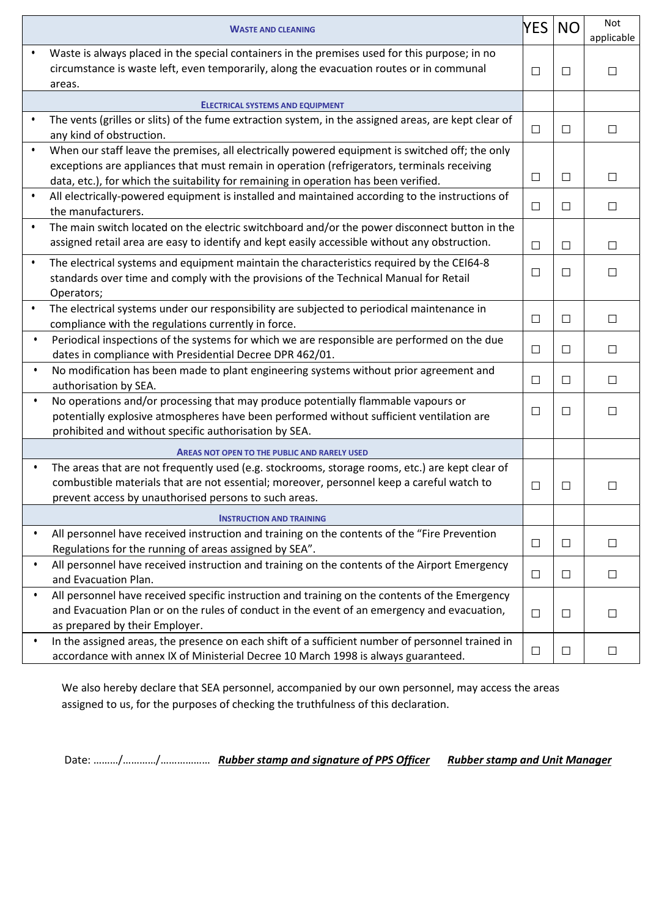| WASTE AND CLEANING | YES | NO | Not applicable |
|---|---|---|---|
| • Waste is always placed in the special containers in the premises used for this purpose; in no circumstance is waste left, even temporarily, along the evacuation routes or in communal areas. | ☐ | ☐ | ☐ |
| **ELECTRICAL SYSTEMS AND EQUIPMENT** | | | |
| • The vents (grilles or slits) of the fume extraction system, in the assigned areas, are kept clear of any kind of obstruction. | ☐ | ☐ | ☐ |
| • When our staff leave the premises, all electrically powered equipment is switched off; the only exceptions are appliances that must remain in operation (refrigerators, terminals receiving data, etc.), for which the suitability for remaining in operation has been verified. | ☐ | ☐ | ☐ |
| • All electrically-powered equipment is installed and maintained according to the instructions of the manufacturers. | ☐ | ☐ | ☐ |
| • The main switch located on the electric switchboard and/or the power disconnect button in the assigned retail area are easy to identify and kept easily accessible without any obstruction. | ☐ | ☐ | ☐ |
| • The electrical systems and equipment maintain the characteristics required by the CEI64-8 standards over time and comply with the provisions of the Technical Manual for Retail Operators; | ☐ | ☐ | ☐ |
| • The electrical systems under our responsibility are subjected to periodical maintenance in compliance with the regulations currently in force. | ☐ | ☐ | ☐ |
| • Periodical inspections of the systems for which we are responsible are performed on the due dates in compliance with Presidential Decree DPR 462/01. | ☐ | ☐ | ☐ |
| • No modification has been made to plant engineering systems without prior agreement and authorisation by SEA. | ☐ | ☐ | ☐ |
| • No operations and/or processing that may produce potentially flammable vapours or potentially explosive atmospheres have been performed without sufficient ventilation are prohibited and without specific authorisation by SEA. | ☐ | ☐ | ☐ |
| **AREAS NOT OPEN TO THE PUBLIC AND RARELY USED** | | | |
| • The areas that are not frequently used (e.g. stockrooms, storage rooms, etc.) are kept clear of combustible materials that are not essential; moreover, personnel keep a careful watch to prevent access by unauthorised persons to such areas. | ☐ | ☐ | ☐ |
| **INSTRUCTION AND TRAINING** | | | |
| • All personnel have received instruction and training on the contents of the "Fire Prevention Regulations for the running of areas assigned by SEA". | ☐ | ☐ | ☐ |
| • All personnel have received instruction and training on the contents of the Airport Emergency and Evacuation Plan. | ☐ | ☐ | ☐ |
| • All personnel have received specific instruction and training on the contents of the Emergency and Evacuation Plan or on the rules of conduct in the event of an emergency and evacuation, as prepared by their Employer. | ☐ | ☐ | ☐ |
| • In the assigned areas, the presence on each shift of a sufficient number of personnel trained in accordance with annex IX of Ministerial Decree 10 March 1998 is always guaranteed. | ☐ | ☐ | ☐ |

We also hereby declare that SEA personnel, accompanied by our own personnel, may access the areas assigned to us, for the purposes of checking the truthfulness of this declaration.

Date: ………/…………/……………… ***Rubber stamp and signature of PPS Officer*** ***Rubber stamp and Unit Manager***